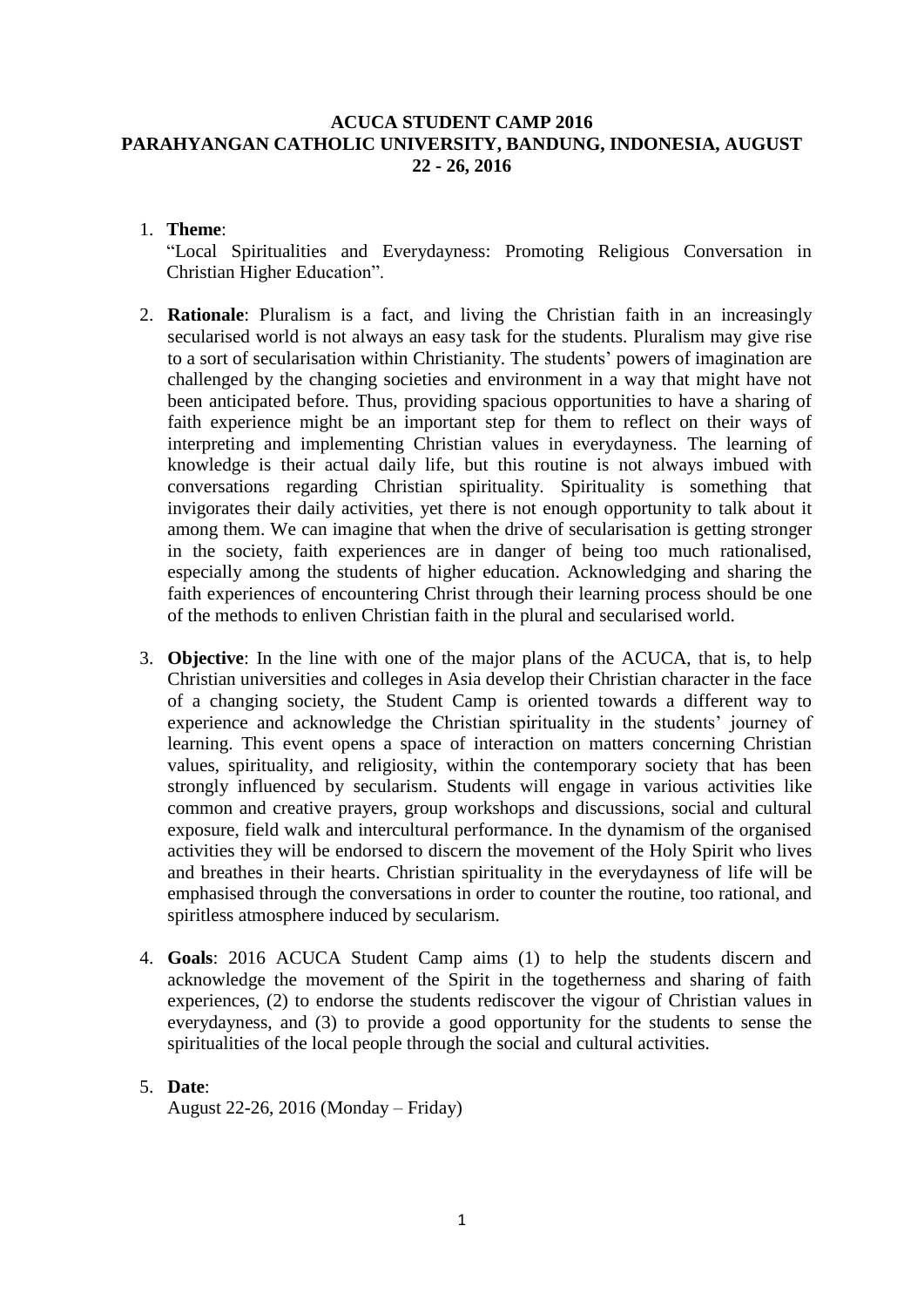# ACUCA STUDENT CAMP 2016
## PARAHYANGAN CATHOLIC UNIVERSITY, BANDUNG, INDONESIA, AUGUST 22 - 26, 2016

1. **Theme**:
   "Local Spiritualities and Everydayness: Promoting Religious Conversation in Christian Higher Education".

2. **Rationale**: Pluralism is a fact, and living the Christian faith in an increasingly secularised world is not always an easy task for the students. Pluralism may give rise to a sort of secularisation within Christianity. The students' powers of imagination are challenged by the changing societies and environment in a way that might have not been anticipated before. Thus, providing spacious opportunities to have a sharing of faith experience might be an important step for them to reflect on their ways of interpreting and implementing Christian values in everydayness. The learning of knowledge is their actual daily life, but this routine is not always imbued with conversations regarding Christian spirituality. Spirituality is something that invigorates their daily activities, yet there is not enough opportunity to talk about it among them. We can imagine that when the drive of secularisation is getting stronger in the society, faith experiences are in danger of being too much rationalised, especially among the students of higher education. Acknowledging and sharing the faith experiences of encountering Christ through their learning process should be one of the methods to enliven Christian faith in the plural and secularised world.

3. **Objective**: In the line with one of the major plans of the ACUCA, that is, to help Christian universities and colleges in Asia develop their Christian character in the face of a changing society, the Student Camp is oriented towards a different way to experience and acknowledge the Christian spirituality in the students' journey of learning. This event opens a space of interaction on matters concerning Christian values, spirituality, and religiosity, within the contemporary society that has been strongly influenced by secularism. Students will engage in various activities like common and creative prayers, group workshops and discussions, social and cultural exposure, field walk and intercultural performance. In the dynamism of the organised activities they will be endorsed to discern the movement of the Holy Spirit who lives and breathes in their hearts. Christian spirituality in the everydayness of life will be emphasised through the conversations in order to counter the routine, too rational, and spiritless atmosphere induced by secularism.

4. **Goals**: 2016 ACUCA Student Camp aims (1) to help the students discern and acknowledge the movement of the Spirit in the togetherness and sharing of faith experiences, (2) to endorse the students rediscover the vigour of Christian values in everydayness, and (3) to provide a good opportunity for the students to sense the spiritualities of the local people through the social and cultural activities.

5. **Date**:
   August 22-26, 2016 (Monday – Friday)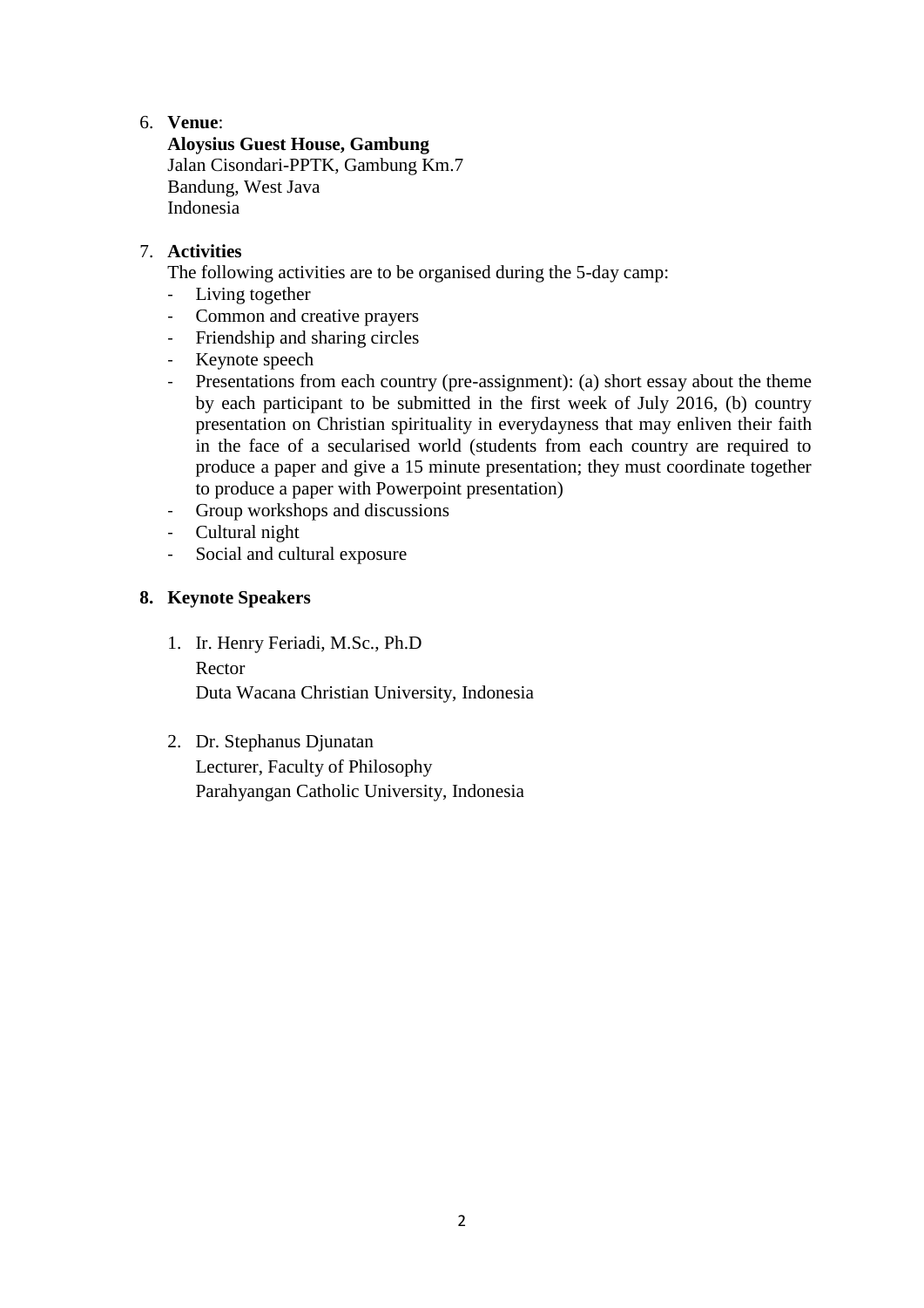6. **Venue**:
   **Aloysius Guest House, Gambung**
   Jalan Cisondari-PPTK, Gambung Km.7
   Bandung, West Java
   Indonesia

7. **Activities**
   The following activities are to be organised during the 5-day camp:
   - Living together
   - Common and creative prayers
   - Friendship and sharing circles
   - Keynote speech
   - Presentations from each country (pre-assignment): (a) short essay about the theme by each participant to be submitted in the first week of July 2016, (b) country presentation on Christian spirituality in everydayness that may enliven their faith in the face of a secularised world (students from each country are required to produce a paper and give a 15 minute presentation; they must coordinate together to produce a paper with Powerpoint presentation)
   - Group workshops and discussions
   - Cultural night
   - Social and cultural exposure

8. **Keynote Speakers**

   1. Ir. Henry Feriadi, M.Sc., Ph.D
      Rector
      Duta Wacana Christian University, Indonesia

   2. Dr. Stephanus Djunatan
      Lecturer, Faculty of Philosophy
      Parahyangan Catholic University, Indonesia